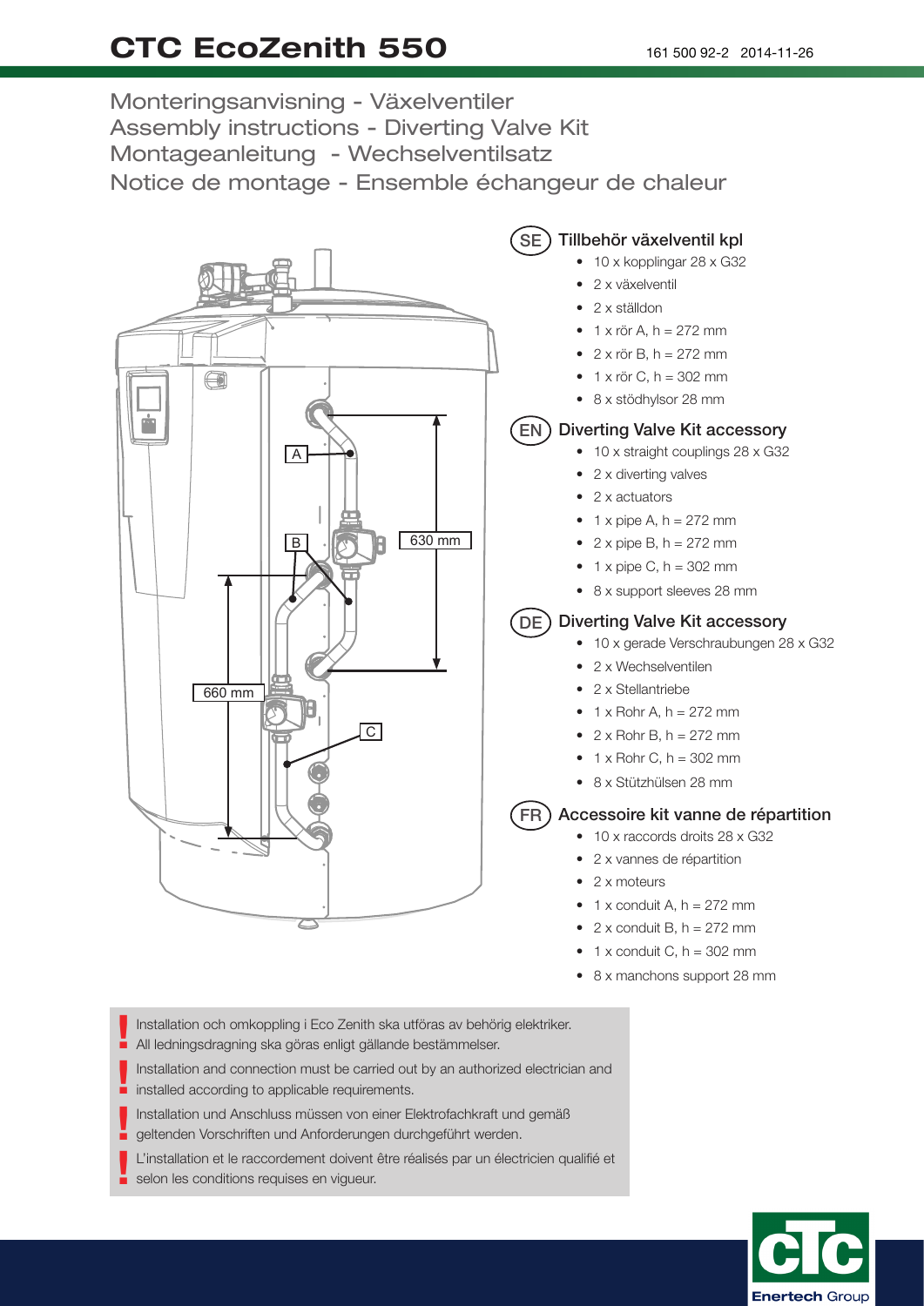# CTC EcoZenith 550

161 500 92-2 2014-11-26

## Monteringsanvisning - Växelventiler
## Assembly instructions - Diverting Valve Kit
## Montageanleitung - Wechselventilsatz
## Notice de montage - Ensemble échangeur de chaleur

A

B

630 mm

660 mm

C

### SE Tillbehör växelventil kpl

- 10 x kopplingar 28 x G32
- 2 x växelventil
- 2 x ställdon
- 1 x rör A, h = 272 mm
- 2 x rör B, h = 272 mm
- 1 x rör C, h = 302 mm
- 8 x stödhylsor 28 mm

### EN Diverting Valve Kit accessory

- 10 x straight couplings 28 x G32
- 2 x diverting valves
- 2 x actuators
- 1 x pipe A, h = 272 mm
- 2 x pipe B, h = 272 mm
- 1 x pipe C, h = 302 mm
- 8 x support sleeves 28 mm

### DE Diverting Valve Kit accessory

- 10 x gerade Verschraubungen 28 x G32
- 2 x Wechselventilen
- 2 x Stellantriebe
- 1 x Rohr A, h = 272 mm
- 2 x Rohr B, h = 272 mm
- 1 x Rohr C, h = 302 mm
- 8 x Stützhülsen 28 mm

### FR Accessoire kit vanne de répartition

- 10 x raccords droits 28 x G32
- 2 x vannes de répartition
- 2 x moteurs
- 1 x conduit A, h = 272 mm
- 2 x conduit B, h = 272 mm
- 1 x conduit C, h = 302 mm
- 8 x manchons support 28 mm

**!** Installation och omkoppling i Eco Zenith ska utföras av behörig elektriker. All ledningsdragning ska göras enligt gällande bestämmelser.

**!** Installation and connection must be carried out by an authorized electrician and installed according to applicable requirements.

**!** Installation und Anschluss müssen von einer Elektrofachkraft und gemäß geltenden Vorschriften und Anforderungen durchgeführt werden.

**!** L'installation et le raccordement doivent être réalisés par un électricien qualifié et selon les conditions requises en vigueur.

CTC Enertech Group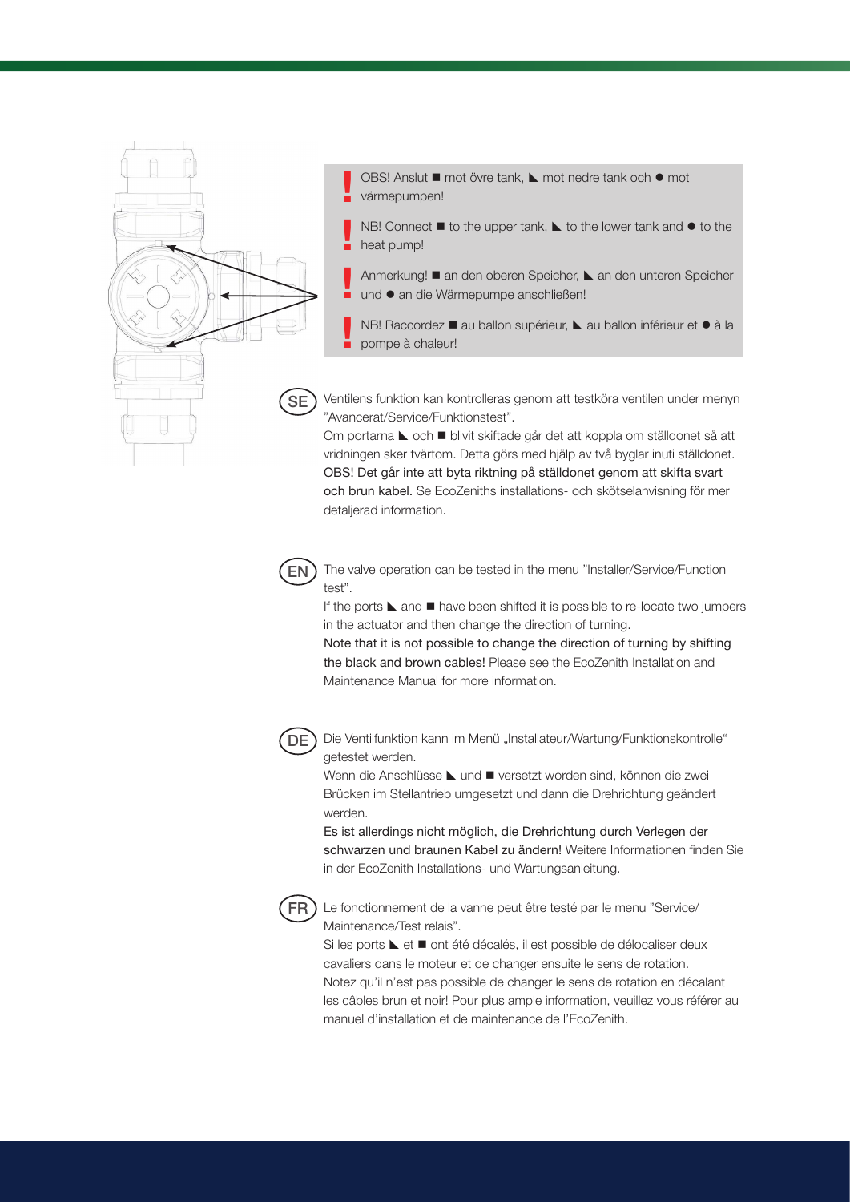**!** OBS! Anslut ■ mot övre tank, ◣ mot nedre tank och ● mot värmepumpen!

**!** NB! Connect ■ to the upper tank, ◣ to the lower tank and ● to the heat pump!

**!** Anmerkung! ■ an den oberen Speicher, ◣ an den unteren Speicher und ● an die Wärmepumpe anschließen!

**!** NB! Raccordez ■ au ballon supérieur, ◣ au ballon inférieur et ● à la pompe à chaleur!

**SE** Ventilens funktion kan kontrolleras genom att testköra ventilen under menyn "Avancerat/Service/Funktionstest".
Om portarna ◣ och ■ blivit skiftade går det att koppla om ställdonet så att vridningen sker tvärtom. Detta görs med hjälp av två byglar inuti ställdonet.
OBS! Det går inte att byta riktning på ställdonet genom att skifta svart och brun kabel. Se EcoZeniths installations- och skötselanvisning för mer detaljerad information.

**EN** The valve operation can be tested in the menu "Installer/Service/Function test".
If the ports ◣ and ■ have been shifted it is possible to re-locate two jumpers in the actuator and then change the direction of turning.
Note that it is not possible to change the direction of turning by shifting the black and brown cables! Please see the EcoZenith Installation and Maintenance Manual for more information.

**DE** Die Ventilfunktion kann im Menü „Installateur/Wartung/Funktionskontrolle" getestet werden.
Wenn die Anschlüsse ◣ und ■ versetzt worden sind, können die zwei Brücken im Stellantrieb umgesetzt und dann die Drehrichtung geändert werden.
Es ist allerdings nicht möglich, die Drehrichtung durch Verlegen der schwarzen und braunen Kabel zu ändern! Weitere Informationen finden Sie in der EcoZenith Installations- und Wartungsanleitung.

**FR** Le fonctionnement de la vanne peut être testé par le menu "Service/ Maintenance/Test relais".
Si les ports ◣ et ■ ont été décalés, il est possible de délocaliser deux cavaliers dans le moteur et de changer ensuite le sens de rotation.
Notez qu'il n'est pas possible de changer le sens de rotation en décalant les câbles brun et noir! Pour plus ample information, veuillez vous référer au manuel d'installation et de maintenance de l'EcoZenith.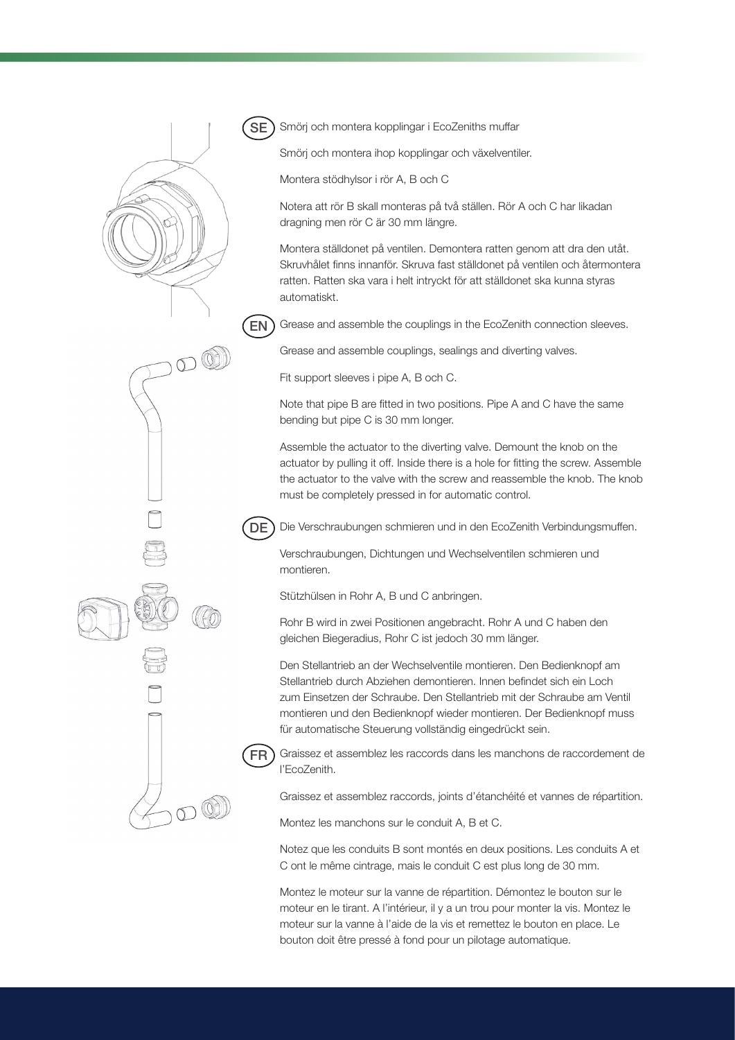SE

Smörj och montera kopplingar i EcoZeniths muffar

Smörj och montera ihop kopplingar och växelventiler.

Montera stödhylsor i rör A, B och C

Notera att rör B skall monteras på två ställen. Rör A och C har likadan dragning men rör C är 30 mm längre.

Montera ställdonet på ventilen. Demontera ratten genom att dra den utåt. Skruvhålet finns innanför. Skruva fast ställdonet på ventilen och återmontera ratten. Ratten ska vara i helt intryckt för att ställdonet ska kunna styras automatiskt.

EN

Grease and assemble the couplings in the EcoZenith connection sleeves.

Grease and assemble couplings, sealings and diverting valves.

Fit support sleeves i pipe A, B och C.

Note that pipe B are fitted in two positions. Pipe A and C have the same bending but pipe C is 30 mm longer.

Assemble the actuator to the diverting valve. Demount the knob on the actuator by pulling it off. Inside there is a hole for fitting the screw. Assemble the actuator to the valve with the screw and reassemble the knob. The knob must be completely pressed in for automatic control.

DE

Die Verschraubungen schmieren und in den EcoZenith Verbindungsmuffen.

Verschraubungen, Dichtungen und Wechselventilen schmieren und montieren.

Stützhülsen in Rohr A, B und C anbringen.

Rohr B wird in zwei Positionen angebracht. Rohr A und C haben den gleichen Biegeradius, Rohr C ist jedoch 30 mm länger.

Den Stellantrieb an der Wechselventile montieren. Den Bedienknopf am Stellantrieb durch Abziehen demontieren. Innen befindet sich ein Loch zum Einsetzen der Schraube. Den Stellantrieb mit der Schraube am Ventil montieren und den Bedienknopf wieder montieren. Der Bedienknopf muss für automatische Steuerung vollständig eingedrückt sein.

FR

Graissez et assemblez les raccords dans les manchons de raccordement de l'EcoZenith.

Graissez et assemblez raccords, joints d'étanchéité et vannes de répartition.

Montez les manchons sur le conduit A, B et C.

Notez que les conduits B sont montés en deux positions. Les conduits A et C ont le même cintrage, mais le conduit C est plus long de 30 mm.

Montez le moteur sur la vanne de répartition. Démontez le bouton sur le moteur en le tirant. A l'intérieur, il y a un trou pour monter la vis. Montez le moteur sur la vanne à l'aide de la vis et remettez le bouton en place. Le bouton doit être pressé à fond pour un pilotage automatique.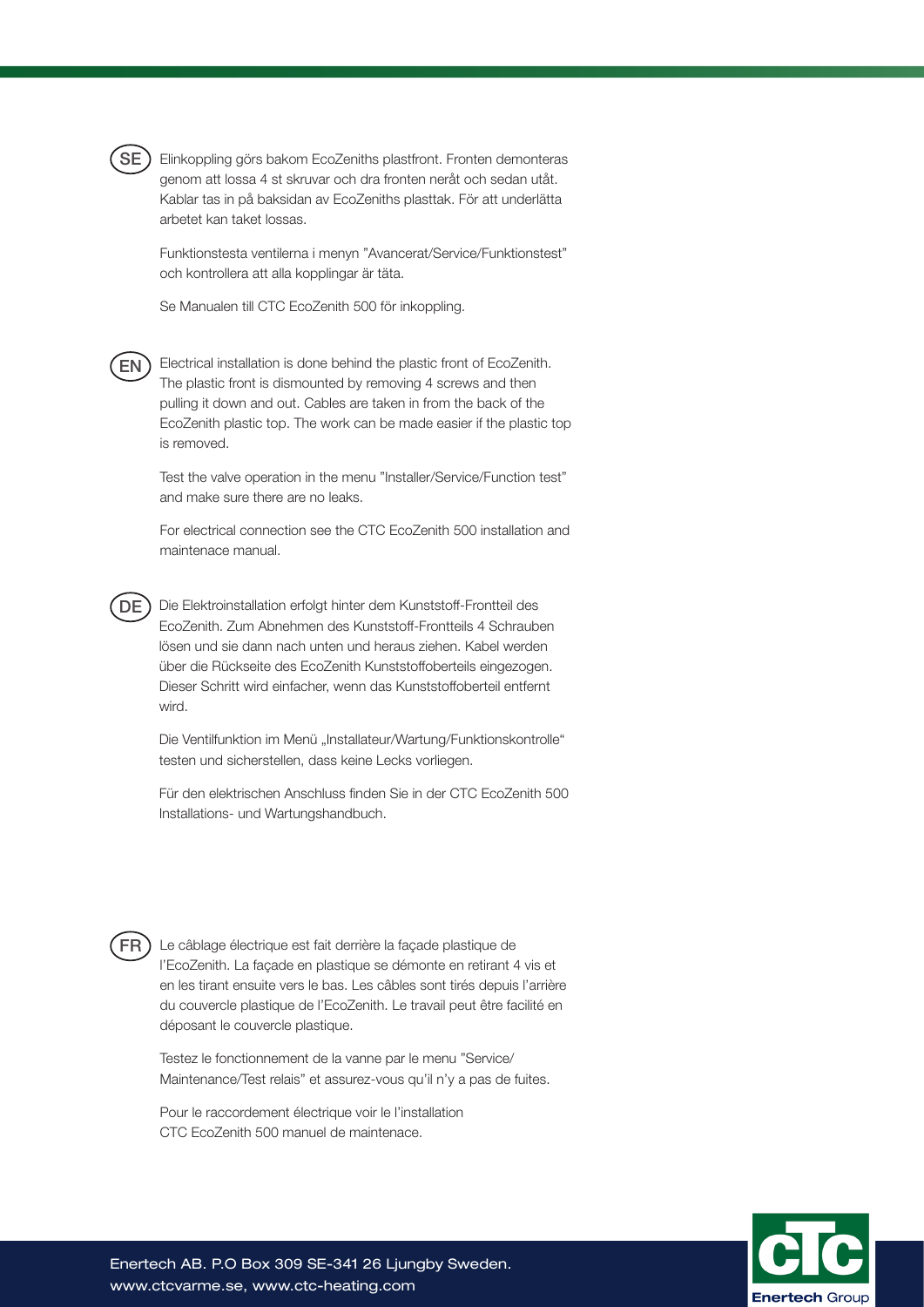SE

Elinkoppling görs bakom EcoZeniths plastfront. Fronten demonteras genom att lossa 4 st skruvar och dra fronten neråt och sedan utåt. Kablar tas in på baksidan av EcoZeniths plasttak. För att underlätta arbetet kan taket lossas.

Funktionstesta ventilerna i menyn "Avancerat/Service/Funktionstest" och kontrollera att alla kopplingar är täta.

Se Manualen till CTC EcoZenith 500 för inkoppling.

EN

Electrical installation is done behind the plastic front of EcoZenith. The plastic front is dismounted by removing 4 screws and then pulling it down and out. Cables are taken in from the back of the EcoZenith plastic top. The work can be made easier if the plastic top is removed.

Test the valve operation in the menu "Installer/Service/Function test" and make sure there are no leaks.

For electrical connection see the CTC EcoZenith 500 installation and maintenace manual.

DE

Die Elektroinstallation erfolgt hinter dem Kunststoff-Frontteil des EcoZenith. Zum Abnehmen des Kunststoff-Frontteils 4 Schrauben lösen und sie dann nach unten und heraus ziehen. Kabel werden über die Rückseite des EcoZenith Kunststoffoberteils eingezogen. Dieser Schritt wird einfacher, wenn das Kunststoffoberteil entfernt wird.

Die Ventilfunktion im Menü „Installateur/Wartung/Funktionskontrolle" testen und sicherstellen, dass keine Lecks vorliegen.

Für den elektrischen Anschluss finden Sie in der CTC EcoZenith 500 Installations- und Wartungshandbuch.

FR

Le câblage électrique est fait derrière la façade plastique de l'EcoZenith. La façade en plastique se démonte en retirant 4 vis et en les tirant ensuite vers le bas. Les câbles sont tirés depuis l'arrière du couvercle plastique de l'EcoZenith. Le travail peut être facilité en déposant le couvercle plastique.

Testez le fonctionnement de la vanne par le menu "Service/ Maintenance/Test relais" et assurez-vous qu'il n'y a pas de fuites.

Pour le raccordement électrique voir le l'installation CTC EcoZenith 500 manuel de maintenace.

Enertech AB. P.O Box 309 SE-341 26 Ljungby Sweden.
www.ctcvarme.se, www.ctc-heating.com

CTC Enertech Group